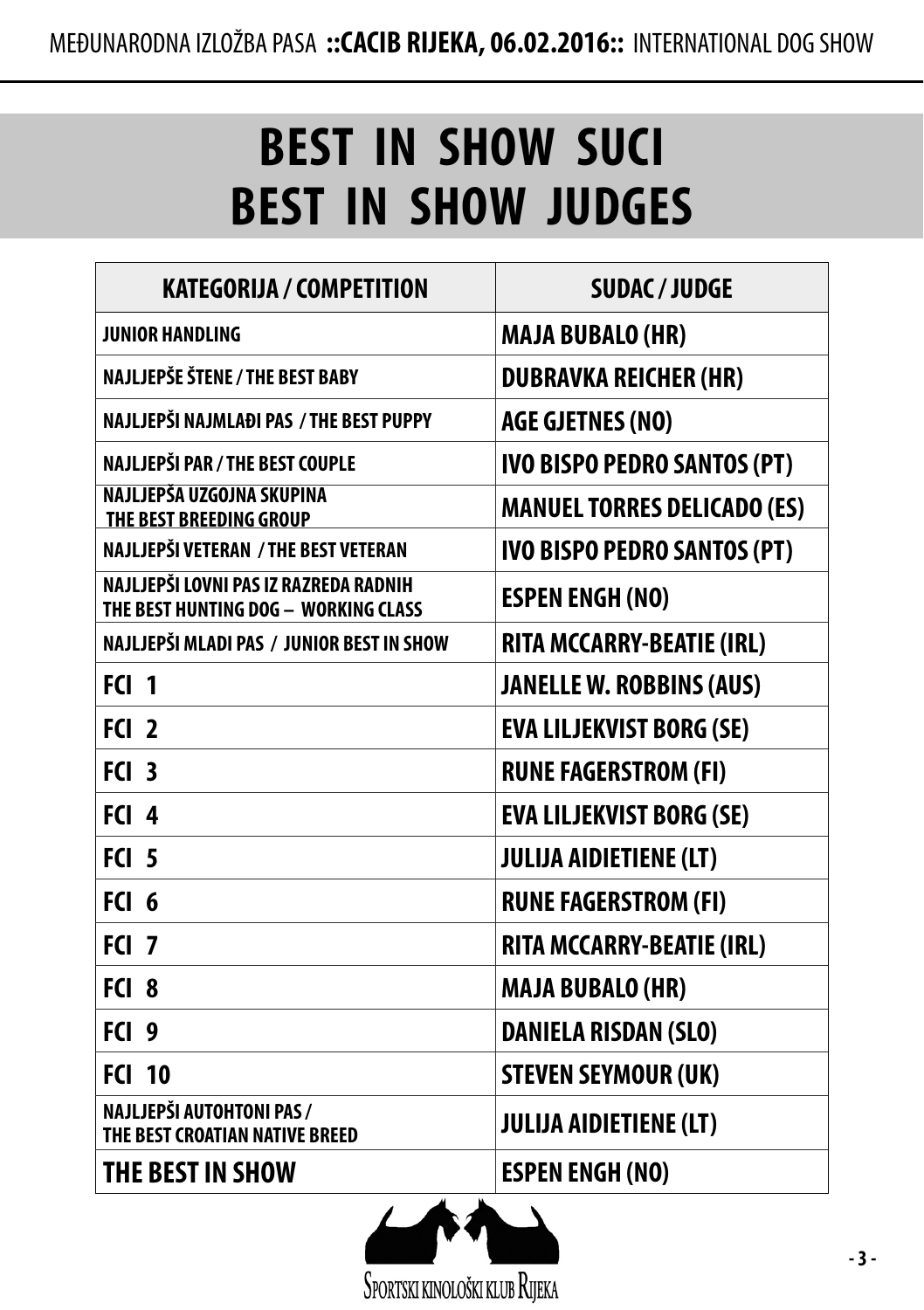# BEST IN SHOW SUCI
# BEST IN SHOW JUDGES

| KATEGORIJA / COMPETITION | SUDAC / JUDGE |
|---|---|
| JUNIOR HANDLING | MAJA BUBALO (HR) |
| NAJLJEPŠE ŠTENE / THE BEST BABY | DUBRAVKA REICHER (HR) |
| NAJLJEPŠI NAJMLAĐI PAS / THE BEST PUPPY | AGE GJETNES (NO) |
| NAJLJEPŠI PAR / THE BEST COUPLE | IVO BISPO PEDRO SANTOS (PT) |
| NAJLJEPŠA UZGOJNA SKUPINA THE BEST BREEDING GROUP | MANUEL TORRES DELICADO (ES) |
| NAJLJEPŠI VETERAN / THE BEST VETERAN | IVO BISPO PEDRO SANTOS (PT) |
| NAJLJEPŠI LOVNI PAS IZ RAZREDA RADNIH THE BEST HUNTING DOG – WORKING CLASS | ESPEN ENGH (NO) |
| NAJLJEPŠI MLADI PAS / JUNIOR BEST IN SHOW | RITA MCCARRY-BEATIE (IRL) |
| FCI 1 | JANELLE W. ROBBINS (AUS) |
| FCI 2 | EVA LILJEKVIST BORG (SE) |
| FCI 3 | RUNE FAGERSTROM (FI) |
| FCI 4 | EVA LILJEKVIST BORG (SE) |
| FCI 5 | JULIJA AIDIETIENE (LT) |
| FCI 6 | RUNE FAGERSTROM (FI) |
| FCI 7 | RITA MCCARRY-BEATIE (IRL) |
| FCI 8 | MAJA BUBALO (HR) |
| FCI 9 | DANIELA RISDAN (SLO) |
| FCI 10 | STEVEN SEYMOUR (UK) |
| NAJLJEPŠI AUTOHTONI PAS / THE BEST CROATIAN NATIVE BREED | JULIJA AIDIETIENE (LT) |
| THE BEST IN SHOW | ESPEN ENGH (NO) |

SPORTSKI KINOLOŠKI KLUB RIJEKA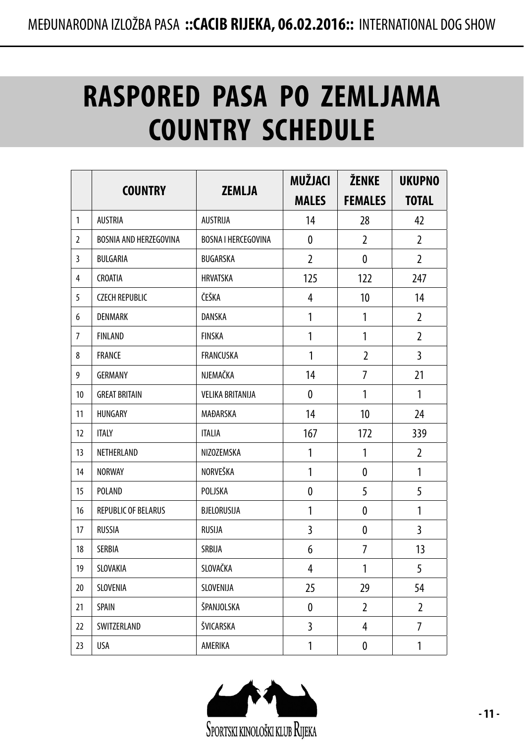# RASPORED PASA PO ZEMLJAMA
# COUNTRY SCHEDULE

| | COUNTRY | ZEMLJA | MUŽJACI MALES | ŽENKE FEMALES | UKUPNO TOTAL |
|---|---|---|---|---|---|
| 1 | AUSTRIA | AUSTRIJA | 14 | 28 | 42 |
| 2 | BOSNIA AND HERZEGOVINA | BOSNA I HERCEGOVINA | 0 | 2 | 2 |
| 3 | BULGARIA | BUGARSKA | 2 | 0 | 2 |
| 4 | CROATIA | HRVATSKA | 125 | 122 | 247 |
| 5 | CZECH REPUBLIC | ČEŠKA | 4 | 10 | 14 |
| 6 | DENMARK | DANSKA | 1 | 1 | 2 |
| 7 | FINLAND | FINSKA | 1 | 1 | 2 |
| 8 | FRANCE | FRANCUSKA | 1 | 2 | 3 |
| 9 | GERMANY | NJEMAČKA | 14 | 7 | 21 |
| 10 | GREAT BRITAIN | VELIKA BRITANIJA | 0 | 1 | 1 |
| 11 | HUNGARY | MAĐARSKA | 14 | 10 | 24 |
| 12 | ITALY | ITALIA | 167 | 172 | 339 |
| 13 | NETHERLAND | NIZOZEMSKA | 1 | 1 | 2 |
| 14 | NORWAY | NORVEŠKA | 1 | 0 | 1 |
| 15 | POLAND | POLJSKA | 0 | 5 | 5 |
| 16 | REPUBLIC OF BELARUS | BJELORUSIJA | 1 | 0 | 1 |
| 17 | RUSSIA | RUSIJA | 3 | 0 | 3 |
| 18 | SERBIA | SRBIJA | 6 | 7 | 13 |
| 19 | SLOVAKIA | SLOVAČKA | 4 | 1 | 5 |
| 20 | SLOVENIA | SLOVENIJA | 25 | 29 | 54 |
| 21 | SPAIN | ŠPANJOLSKA | 0 | 2 | 2 |
| 22 | SWITZERLAND | ŠVICARSKA | 3 | 4 | 7 |
| 23 | USA | AMERIKA | 1 | 0 | 1 |

SPORTSKI KINOLOŠKI KLUB RIJEKA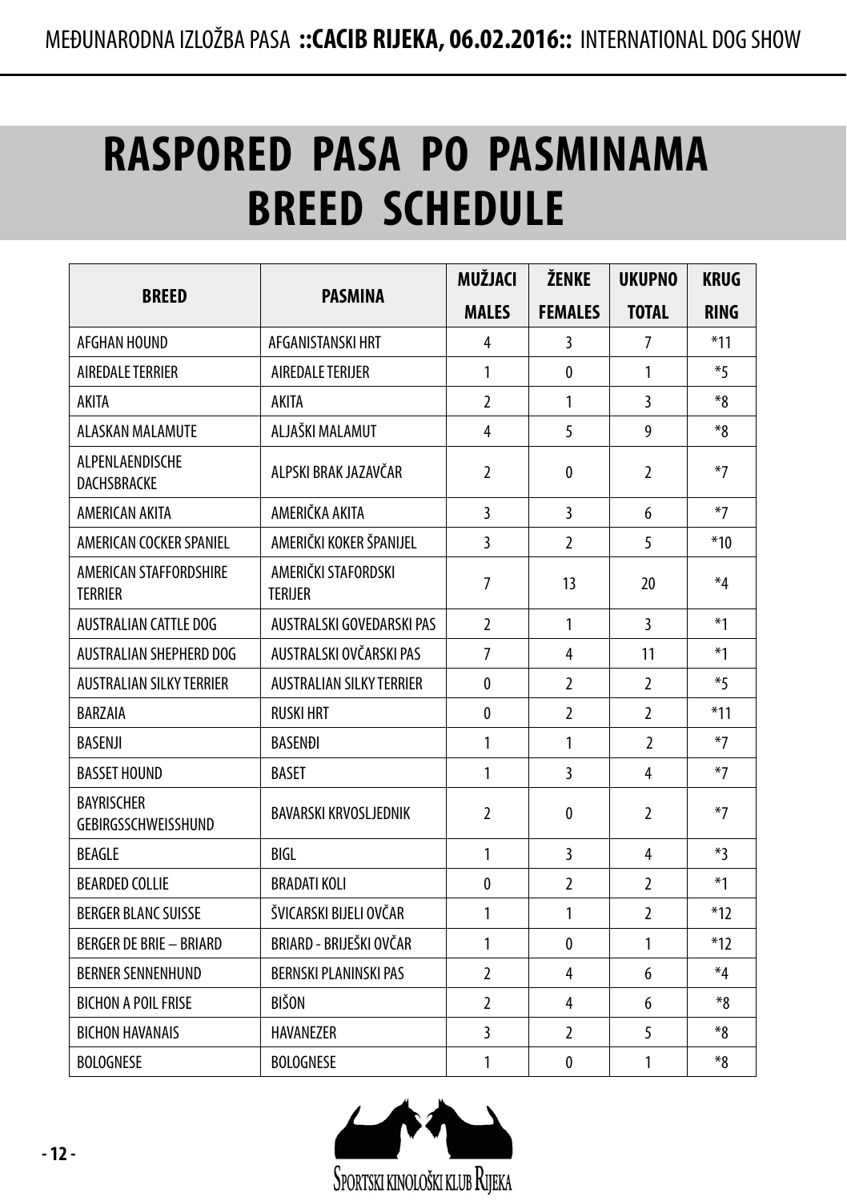# RASPORED PASA PO PASMINAMA
# BREED SCHEDULE

| BREED | PASMINA | MUŽJACI MALES | ŽENKE FEMALES | UKUPNO TOTAL | KRUG RING |
|---|---|---|---|---|---|
| AFGHAN HOUND | AFGANISTANSKI HRT | 4 | 3 | 7 | *11 |
| AIREDALE TERRIER | AIREDALE TERIJER | 1 | 0 | 1 | *5 |
| AKITA | AKITA | 2 | 1 | 3 | *8 |
| ALASKAN MALAMUTE | ALJAŠKI MALAMUT | 4 | 5 | 9 | *8 |
| ALPENLAENDISCHE DACHSBRACKE | ALPSKI BRAK JAZAVČAR | 2 | 0 | 2 | *7 |
| AMERICAN AKITA | AMERIČKA AKITA | 3 | 3 | 6 | *7 |
| AMERICAN COCKER SPANIEL | AMERIČKI KOKER ŠPANIJEL | 3 | 2 | 5 | *10 |
| AMERICAN STAFFORDSHIRE TERRIER | AMERIČKI STAFORDSKI TERIJER | 7 | 13 | 20 | *4 |
| AUSTRALIAN CATTLE DOG | AUSTRALSKI GOVEDARSKI PAS | 2 | 1 | 3 | *1 |
| AUSTRALIAN SHEPHERD DOG | AUSTRALSKI OVČARSKI PAS | 7 | 4 | 11 | *1 |
| AUSTRALIAN SILKY TERRIER | AUSTRALIAN SILKY TERRIER | 0 | 2 | 2 | *5 |
| BARZAIA | RUSKI HRT | 0 | 2 | 2 | *11 |
| BASENJI | BASENĐI | 1 | 1 | 2 | *7 |
| BASSET HOUND | BASET | 1 | 3 | 4 | *7 |
| BAYRISCHER GEBIRGSSCHWEISSHUND | BAVARSKI KRVOSLJEDNIK | 2 | 0 | 2 | *7 |
| BEAGLE | BIGL | 1 | 3 | 4 | *3 |
| BEARDED COLLIE | BRADATI KOLI | 0 | 2 | 2 | *1 |
| BERGER BLANC SUISSE | ŠVICARSKI BIJELI OVČAR | 1 | 1 | 2 | *12 |
| BERGER DE BRIE – BRIARD | BRIARD - BRIJEŠKI OVČAR | 1 | 0 | 1 | *12 |
| BERNER SENNENHUND | BERNSKI PLANINSKI PAS | 2 | 4 | 6 | *4 |
| BICHON A POIL FRISE | BIŠON | 2 | 4 | 6 | *8 |
| BICHON HAVANAIS | HAVANEZER | 3 | 2 | 5 | *8 |
| BOLOGNESE | BOLOGNESE | 1 | 0 | 1 | *8 |

SPORTSKI KINOLOŠKI KLUB RIJEKA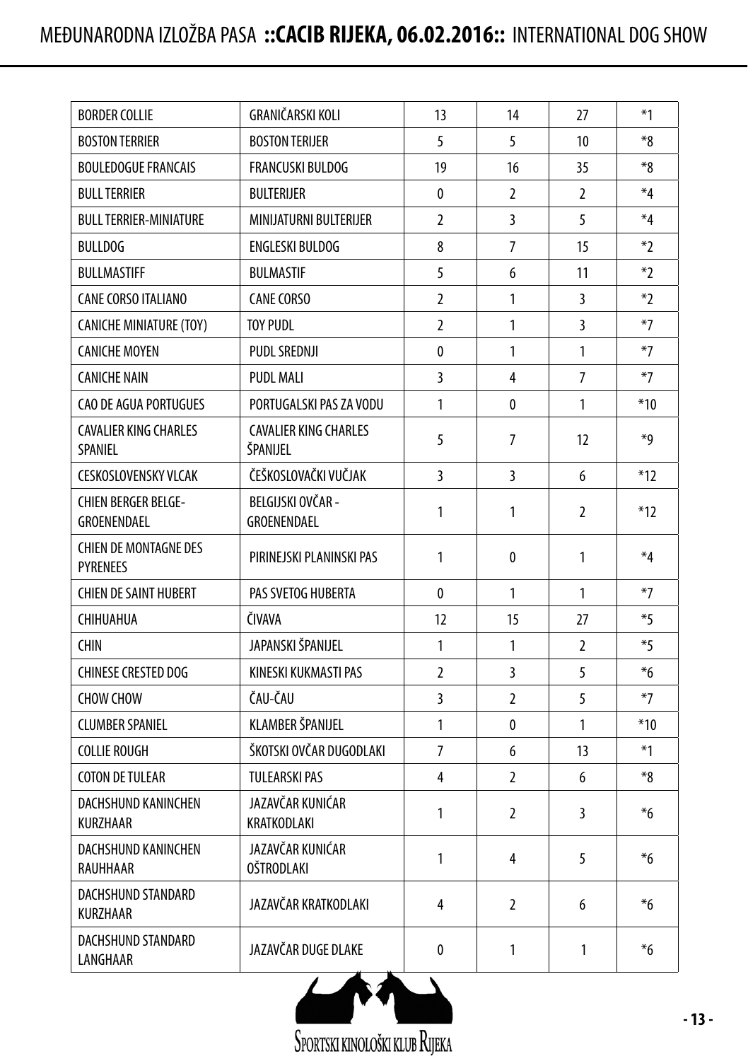| BORDER COLLIE | GRANIČARSKI KOLI | 13 | 14 | 27 | *1 |
|---|---|---|---|---|---|
| BOSTON TERRIER | BOSTON TERIJER | 5 | 5 | 10 | *8 |
| BOULEDOGUE FRANCAIS | FRANCUSKI BULDOG | 19 | 16 | 35 | *8 |
| BULL TERRIER | BULTERIJER | 0 | 2 | 2 | *4 |
| BULL TERRIER-MINIATURE | MINIJATURNI BULTERIJER | 2 | 3 | 5 | *4 |
| BULLDOG | ENGLESKI BULDOG | 8 | 7 | 15 | *2 |
| BULLMASTIFF | BULMASTIF | 5 | 6 | 11 | *2 |
| CANE CORSO ITALIANO | CANE CORSO | 2 | 1 | 3 | *2 |
| CANICHE MINIATURE (TOY) | TOY PUDL | 2 | 1 | 3 | *7 |
| CANICHE MOYEN | PUDL SREDNJI | 0 | 1 | 1 | *7 |
| CANICHE NAIN | PUDL MALI | 3 | 4 | 7 | *7 |
| CAO DE AGUA PORTUGUES | PORTUGALSKI PAS ZA VODU | 1 | 0 | 1 | *10 |
| CAVALIER KING CHARLES SPANIEL | CAVALIER KING CHARLES ŠPANIJEL | 5 | 7 | 12 | *9 |
| CESKOSLOVENSKY VLCAK | ČEŠKOSLOVAČKI VUČJAK | 3 | 3 | 6 | *12 |
| CHIEN BERGER BELGE-GROENENDAEL | BELGIJSKI OVČAR - GROENENDAEL | 1 | 1 | 2 | *12 |
| CHIEN DE MONTAGNE DES PYRENEES | PIRINEJSKI PLANINSKI PAS | 1 | 0 | 1 | *4 |
| CHIEN DE SAINT HUBERT | PAS SVETOG HUBERTA | 0 | 1 | 1 | *7 |
| CHIHUAHUA | ČIVAVA | 12 | 15 | 27 | *5 |
| CHIN | JAPANSKI ŠPANIJEL | 1 | 1 | 2 | *5 |
| CHINESE CRESTED DOG | KINESKI KUKMASTI PAS | 2 | 3 | 5 | *6 |
| CHOW CHOW | ČAU-ČAU | 3 | 2 | 5 | *7 |
| CLUMBER SPANIEL | KLAMBER ŠPANIJEL | 1 | 0 | 1 | *10 |
| COLLIE ROUGH | ŠKOTSKI OVČAR DUGODLAKI | 7 | 6 | 13 | *1 |
| COTON DE TULEAR | TULEARSKI PAS | 4 | 2 | 6 | *8 |
| DACHSHUND KANINCHEN KURZHAAR | JAZAVČAR KUNIĆAR KRATKODLAKI | 1 | 2 | 3 | *6 |
| DACHSHUND KANINCHEN RAUHHAAR | JAZAVČAR KUNIĆAR OŠTRODLAKI | 1 | 4 | 5 | *6 |
| DACHSHUND STANDARD KURZHAAR | JAZAVČAR KRATKODLAKI | 4 | 2 | 6 | *6 |
| DACHSHUND STANDARD LANGHAAR | JAZAVČAR DUGE DLAKE | 0 | 1 | 1 | *6 |

SPORTSKI KINOLOŠKI KLUB RIJEKA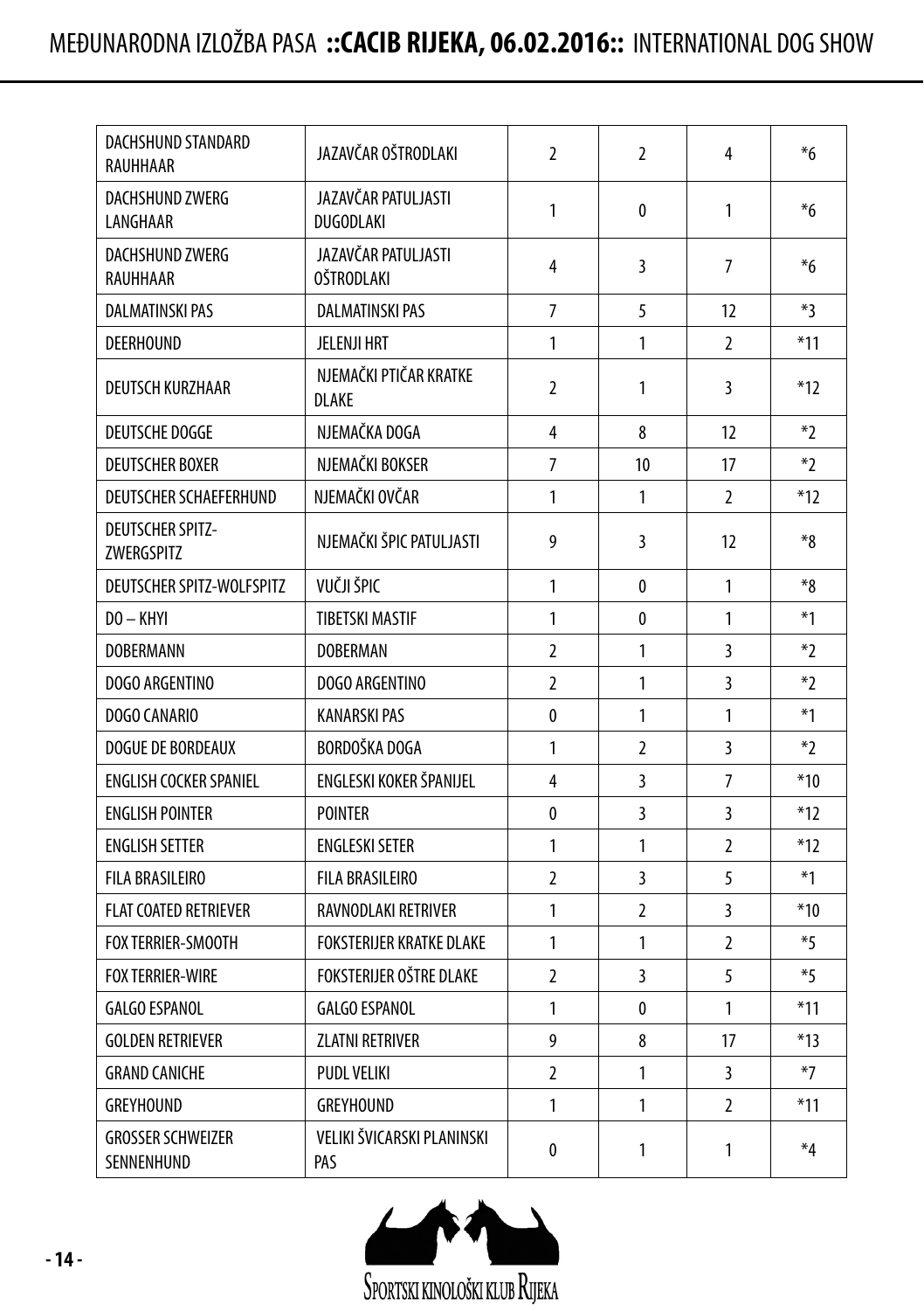| DACHSHUND STANDARD RAUHHAAR | JAZAVČAR OŠTRODLAKI | 2 | 2 | 4 | *6 |
|---|---|---|---|---|---|
| DACHSHUND ZWERG LANGHAAR | JAZAVČAR PATULJASTI DUGODLAKI | 1 | 0 | 1 | *6 |
| DACHSHUND ZWERG RAUHHAAR | JAZAVČAR PATULJASTI OŠTRODLAKI | 4 | 3 | 7 | *6 |
| DALMATINSKI PAS | DALMATINSKI PAS | 7 | 5 | 12 | *3 |
| DEERHOUND | JELENJI HRT | 1 | 1 | 2 | *11 |
| DEUTSCH KURZHAAR | NJEMAČKI PTIČAR KRATKE DLAKE | 2 | 1 | 3 | *12 |
| DEUTSCHE DOGGE | NJEMAČKA DOGA | 4 | 8 | 12 | *2 |
| DEUTSCHER BOXER | NJEMAČKI BOKSER | 7 | 10 | 17 | *2 |
| DEUTSCHER SCHAEFERHUND | NJEMAČKI OVČAR | 1 | 1 | 2 | *12 |
| DEUTSCHER SPITZ-ZWERGSPITZ | NJEMAČKI ŠPIC PATULJASTI | 9 | 3 | 12 | *8 |
| DEUTSCHER SPITZ-WOLFSPITZ | VUČJI ŠPIC | 1 | 0 | 1 | *8 |
| DO – KHYI | TIBETSKI MASTIF | 1 | 0 | 1 | *1 |
| DOBERMANN | DOBERMAN | 2 | 1 | 3 | *2 |
| DOGO ARGENTINO | DOGO ARGENTINO | 2 | 1 | 3 | *2 |
| DOGO CANARIO | KANARSKI PAS | 0 | 1 | 1 | *1 |
| DOGUE DE BORDEAUX | BORDOŠKA DOGA | 1 | 2 | 3 | *2 |
| ENGLISH COCKER SPANIEL | ENGLESKI KOKER ŠPANIJEL | 4 | 3 | 7 | *10 |
| ENGLISH POINTER | POINTER | 0 | 3 | 3 | *12 |
| ENGLISH SETTER | ENGLESKI SETER | 1 | 1 | 2 | *12 |
| FILA BRASILEIRO | FILA BRASILEIRO | 2 | 3 | 5 | *1 |
| FLAT COATED RETRIEVER | RAVNODLAKI RETRIVER | 1 | 2 | 3 | *10 |
| FOX TERRIER-SMOOTH | FOKSTERIJER KRATKE DLAKE | 1 | 1 | 2 | *5 |
| FOX TERRIER-WIRE | FOKSTERIJER OŠTRE DLAKE | 2 | 3 | 5 | *5 |
| GALGO ESPANOL | GALGO ESPANOL | 1 | 0 | 1 | *11 |
| GOLDEN RETRIEVER | ZLATNI RETRIVER | 9 | 8 | 17 | *13 |
| GRAND CANICHE | PUDL VELIKI | 2 | 1 | 3 | *7 |
| GREYHOUND | GREYHOUND | 1 | 1 | 2 | *11 |
| GROSSER SCHWEIZER SENNENHUND | VELIKI ŠVICARSKI PLANINSKI PAS | 0 | 1 | 1 | *4 |

SPORTSKI KINOLOŠKI KLUB RIJEKA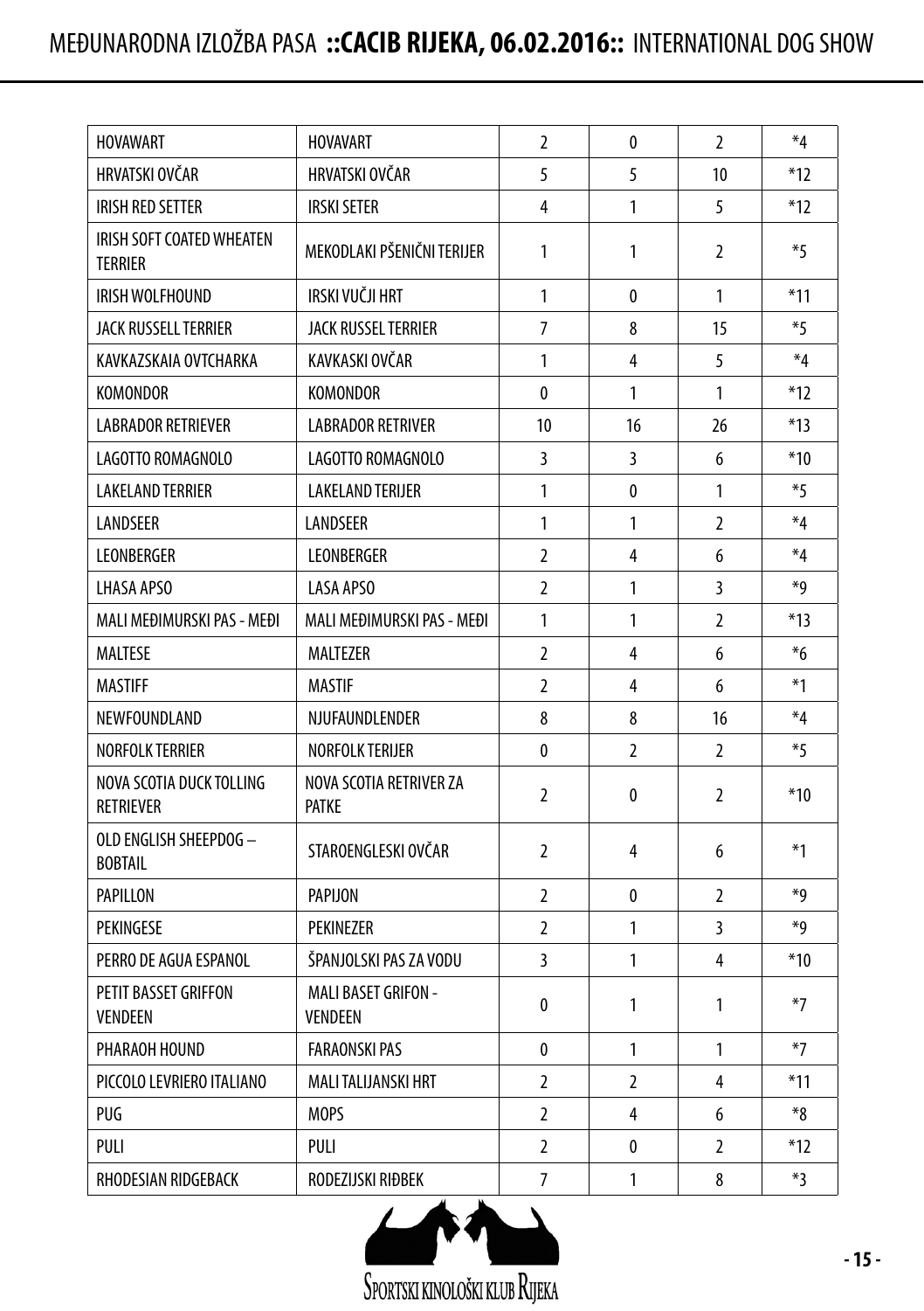| HOVAWART | HOVAVART | 2 | 0 | 2 | *4 |
|---|---|---|---|---|---|
| HRVATSKI OVČAR | HRVATSKI OVČAR | 5 | 5 | 10 | *12 |
| IRISH RED SETTER | IRSKI SETER | 4 | 1 | 5 | *12 |
| IRISH SOFT COATED WHEATEN TERRIER | MEKODLAKI PŠENIČNI TERIJER | 1 | 1 | 2 | *5 |
| IRISH WOLFHOUND | IRSKI VUČJI HRT | 1 | 0 | 1 | *11 |
| JACK RUSSELL TERRIER | JACK RUSSEL TERRIER | 7 | 8 | 15 | *5 |
| KAVKAZSKAIA OVTCHARKA | KAVKASKI OVČAR | 1 | 4 | 5 | *4 |
| KOMONDOR | KOMONDOR | 0 | 1 | 1 | *12 |
| LABRADOR RETRIEVER | LABRADOR RETRIVER | 10 | 16 | 26 | *13 |
| LAGOTTO ROMAGNOLO | LAGOTTO ROMAGNOLO | 3 | 3 | 6 | *10 |
| LAKELAND TERRIER | LAKELAND TERIJER | 1 | 0 | 1 | *5 |
| LANDSEER | LANDSEER | 1 | 1 | 2 | *4 |
| LEONBERGER | LEONBERGER | 2 | 4 | 6 | *4 |
| LHASA APSO | LASA APSO | 2 | 1 | 3 | *9 |
| MALI MEĐIMURSKI PAS - MEĐI | MALI MEĐIMURSKI PAS - MEĐI | 1 | 1 | 2 | *13 |
| MALTESE | MALTEZER | 2 | 4 | 6 | *6 |
| MASTIFF | MASTIF | 2 | 4 | 6 | *1 |
| NEWFOUNDLAND | NJUFAUNDLENDER | 8 | 8 | 16 | *4 |
| NORFOLK TERRIER | NORFOLK TERIJER | 0 | 2 | 2 | *5 |
| NOVA SCOTIA DUCK TOLLING RETRIEVER | NOVA SCOTIA RETRIVER ZA PATKE | 2 | 0 | 2 | *10 |
| OLD ENGLISH SHEEPDOG – BOBTAIL | STAROENGLESKI OVČAR | 2 | 4 | 6 | *1 |
| PAPILLON | PAPIJON | 2 | 0 | 2 | *9 |
| PEKINGESE | PEKINEZER | 2 | 1 | 3 | *9 |
| PERRO DE AGUA ESPANOL | ŠPANJOLSKI PAS ZA VODU | 3 | 1 | 4 | *10 |
| PETIT BASSET GRIFFON VENDEEN | MALI BASET GRIFON - VENDEEN | 0 | 1 | 1 | *7 |
| PHARAOH HOUND | FARAONSKI PAS | 0 | 1 | 1 | *7 |
| PICCOLO LEVRIERO ITALIANO | MALI TALIJANSKI HRT | 2 | 2 | 4 | *11 |
| PUG | MOPS | 2 | 4 | 6 | *8 |
| PULI | PULI | 2 | 0 | 2 | *12 |
| RHODESIAN RIDGEBACK | RODEZIJSKI RIĐBEK | 7 | 1 | 8 | *3 |

SPORTSKI KINOLOŠKI KLUB RIJEKA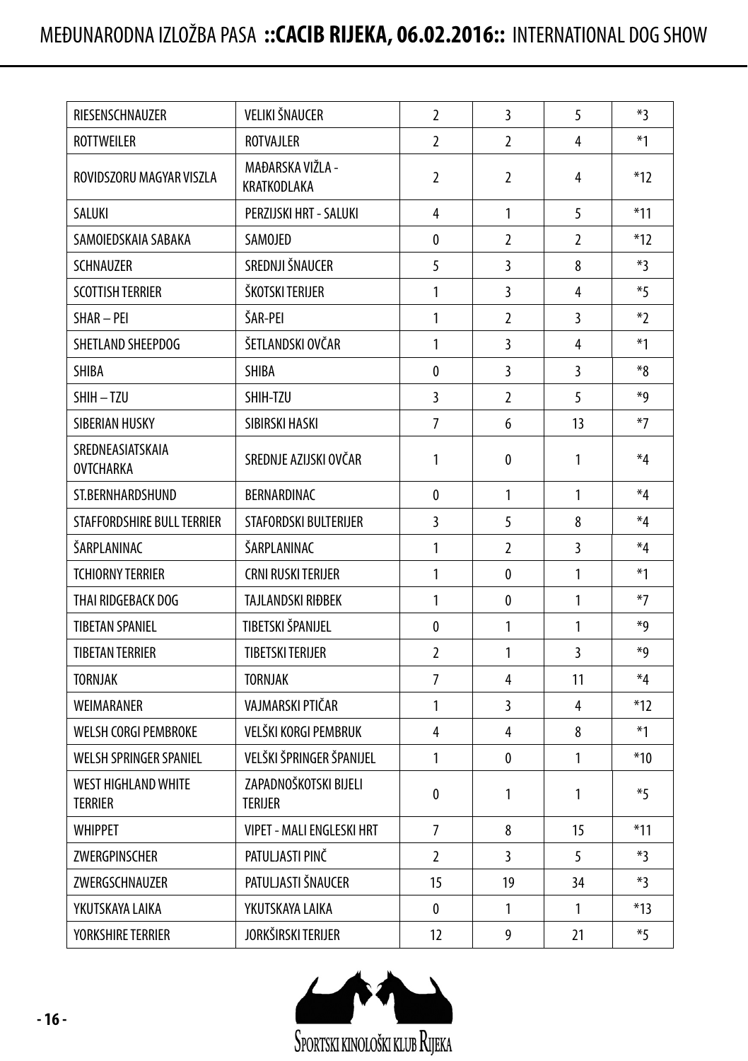| RIESENSCHNAUZER | VELIKI ŠNAUCER | 2 | 3 | 5 | *3 |
|---|---|---|---|---|---|
| ROTTWEILER | ROTVAJLER | 2 | 2 | 4 | *1 |
| ROVIDSZORU MAGYAR VISZLA | MAĐARSKA VIŽLA - KRATKODLAKA | 2 | 2 | 4 | *12 |
| SALUKI | PERZIJSKI HRT - SALUKI | 4 | 1 | 5 | *11 |
| SAMOIEDSKAIA SABAKA | SAMOJED | 0 | 2 | 2 | *12 |
| SCHNAUZER | SREDNJI ŠNAUCER | 5 | 3 | 8 | *3 |
| SCOTTISH TERRIER | ŠKOTSKI TERIJER | 1 | 3 | 4 | *5 |
| SHAR – PEI | ŠAR-PEI | 1 | 2 | 3 | *2 |
| SHETLAND SHEEPDOG | ŠETLANDSKI OVČAR | 1 | 3 | 4 | *1 |
| SHIBA | SHIBA | 0 | 3 | 3 | *8 |
| SHIH – TZU | SHIH-TZU | 3 | 2 | 5 | *9 |
| SIBERIAN HUSKY | SIBIRSKI HASKI | 7 | 6 | 13 | *7 |
| SREDNEASIATSKAIA OVTCHARKA | SREDNJE AZIJSKI OVČAR | 1 | 0 | 1 | *4 |
| ST.BERNHARDSHUND | BERNARDINAC | 0 | 1 | 1 | *4 |
| STAFFORDSHIRE BULL TERRIER | STAFORDSKI BULTERIJER | 3 | 5 | 8 | *4 |
| ŠARPLANINAC | ŠARPLANINAC | 1 | 2 | 3 | *4 |
| TCHIORNY TERRIER | CRNI RUSKI TERIJER | 1 | 0 | 1 | *1 |
| THAI RIDGEBACK DOG | TAJLANDSKI RIĐBEK | 1 | 0 | 1 | *7 |
| TIBETAN SPANIEL | TIBETSKI ŠPANIJEL | 0 | 1 | 1 | *9 |
| TIBETAN TERRIER | TIBETSKI TERIJER | 2 | 1 | 3 | *9 |
| TORNJAK | TORNJAK | 7 | 4 | 11 | *4 |
| WEIMARANER | VAJMARSKI PTIČAR | 1 | 3 | 4 | *12 |
| WELSH CORGI PEMBROKE | VELŠKI KORGI PEMBRUK | 4 | 4 | 8 | *1 |
| WELSH SPRINGER SPANIEL | VELŠKI ŠPRINGER ŠPANIJEL | 1 | 0 | 1 | *10 |
| WEST HIGHLAND WHITE TERRIER | ZAPADNOŠKOTSKI BIJELI TERIJER | 0 | 1 | 1 | *5 |
| WHIPPET | VIPET - MALI ENGLESKI HRT | 7 | 8 | 15 | *11 |
| ZWERGPINSCHER | PATULJASTI PINČ | 2 | 3 | 5 | *3 |
| ZWERGSCHNAUZER | PATULJASTI ŠNAUCER | 15 | 19 | 34 | *3 |
| YKUTSKAYA LAIKA | YKUTSKAYA LAIKA | 0 | 1 | 1 | *13 |
| YORKSHIRE TERRIER | JORKŠIRSKI TERIJER | 12 | 9 | 21 | *5 |

SPORTSKI KINOLOŠKI KLUB RIJEKA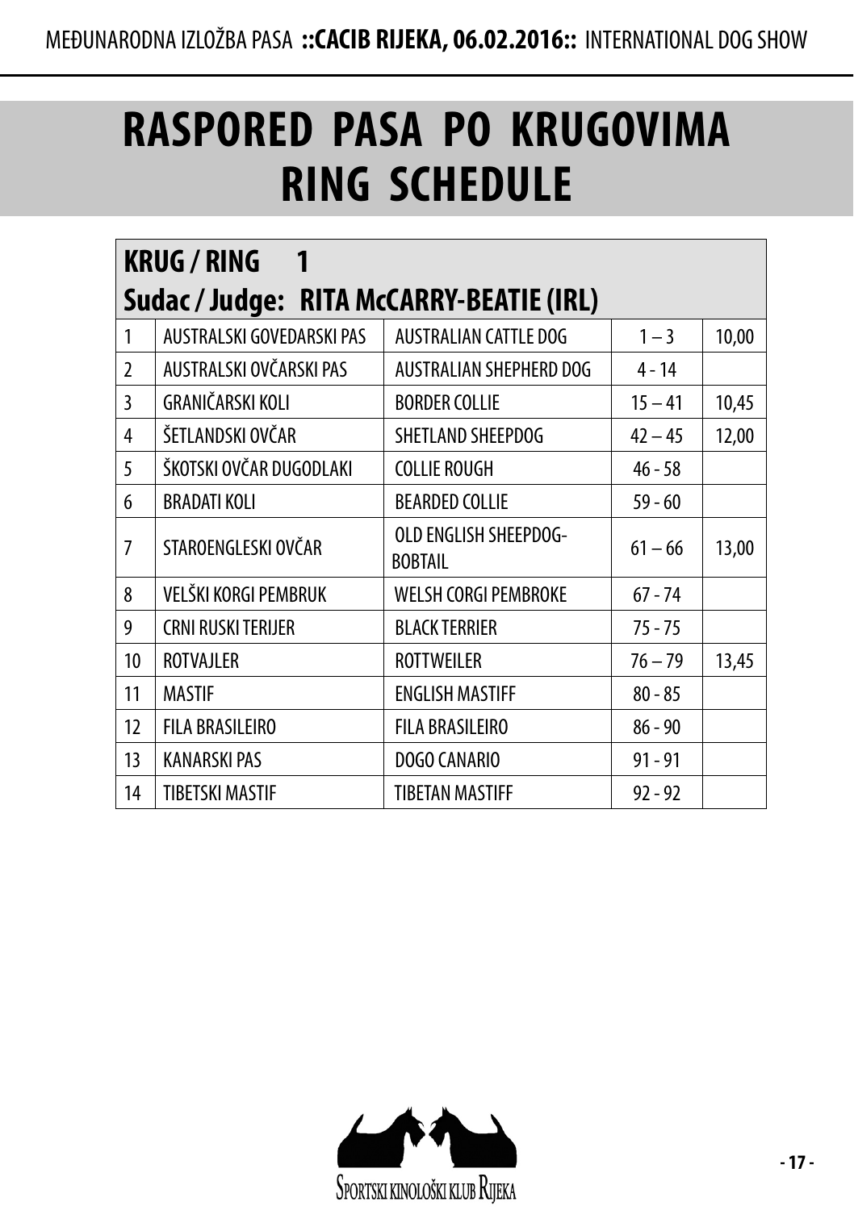# RASPORED PASA PO KRUGOVIMA
# RING SCHEDULE

| **KRUG / RING 1** | | | | |
|---|---|---|---|---|
| **Sudac / Judge: RITA McCARRY-BEATIE (IRL)** | | | | |
| 1 | AUSTRALSKI GOVEDARSKI PAS | AUSTRALIAN CATTLE DOG | 1 – 3 | 10,00 |
| 2 | AUSTRALSKI OVČARSKI PAS | AUSTRALIAN SHEPHERD DOG | 4 - 14 | |
| 3 | GRANIČARSKI KOLI | BORDER COLLIE | 15 – 41 | 10,45 |
| 4 | ŠETLANDSKI OVČAR | SHETLAND SHEEPDOG | 42 – 45 | 12,00 |
| 5 | ŠKOTSKI OVČAR DUGODLAKI | COLLIE ROUGH | 46 - 58 | |
| 6 | BRADATI KOLI | BEARDED COLLIE | 59 - 60 | |
| 7 | STAROENGLESKI OVČAR | OLD ENGLISH SHEEPDOG-BOBTAIL | 61 – 66 | 13,00 |
| 8 | VELŠKI KORGI PEMBRUK | WELSH CORGI PEMBROKE | 67 - 74 | |
| 9 | CRNI RUSKI TERIJER | BLACK TERRIER | 75 - 75 | |
| 10 | ROTVAJLER | ROTTWEILER | 76 – 79 | 13,45 |
| 11 | MASTIF | ENGLISH MASTIFF | 80 - 85 | |
| 12 | FILA BRASILEIRO | FILA BRASILEIRO | 86 - 90 | |
| 13 | KANARSKI PAS | DOGO CANARIO | 91 - 91 | |
| 14 | TIBETSKI MASTIF | TIBETAN MASTIFF | 92 - 92 | |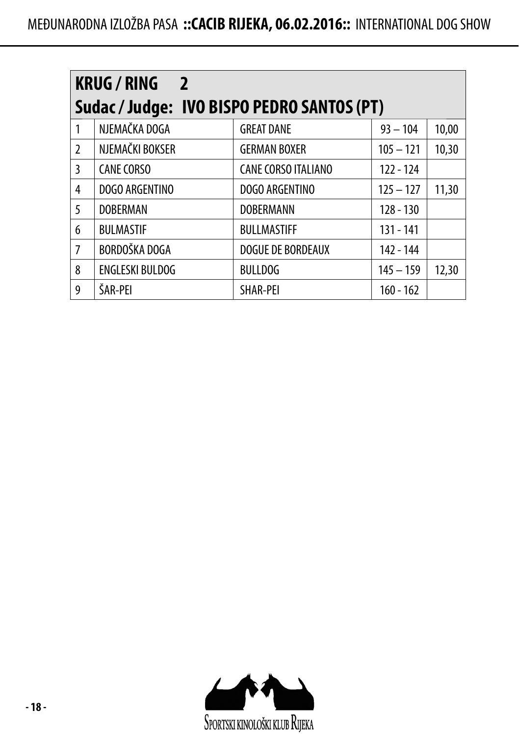| KRUG / RING 2<br>Sudac / Judge: IVO BISPO PEDRO SANTOS (PT) | | | | |
|---|---|---|---|---|
| 1 | NJEMAČKA DOGA | GREAT DANE | 93 – 104 | 10,00 |
| 2 | NJEMAČKI BOKSER | GERMAN BOXER | 105 – 121 | 10,30 |
| 3 | CANE CORSO | CANE CORSO ITALIANO | 122 - 124 | |
| 4 | DOGO ARGENTINO | DOGO ARGENTINO | 125 – 127 | 11,30 |
| 5 | DOBERMAN | DOBERMANN | 128 - 130 | |
| 6 | BULMASTIF | BULLMASTIFF | 131 - 141 | |
| 7 | BORDOŠKA DOGA | DOGUE DE BORDEAUX | 142 - 144 | |
| 8 | ENGLESKI BULDOG | BULLDOG | 145 – 159 | 12,30 |
| 9 | ŠAR-PEI | SHAR-PEI | 160 - 162 | |

SPORTSKI KINOLOŠKI KLUB RIJEKA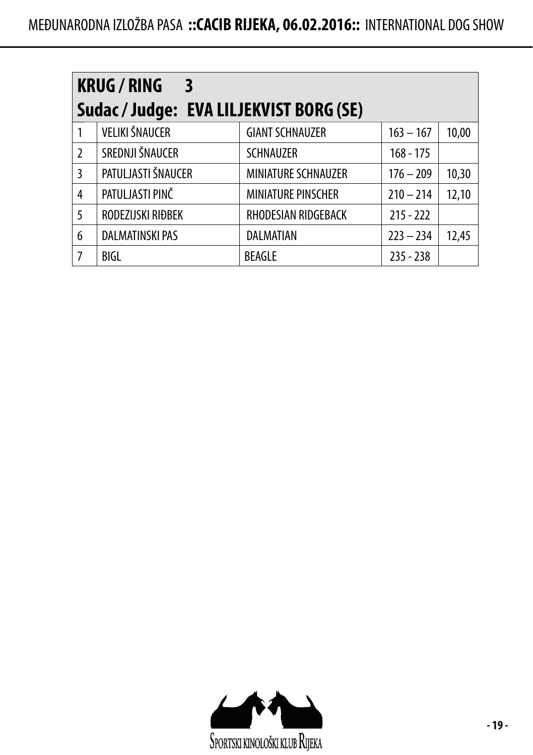| KRUG / RING 3 | | | | |
|---|---|---|---|---|
| **Sudac / Judge: EVA LILJEKVIST BORG (SE)** | | | | |
| 1 | VELIKI ŠNAUCER | GIANT SCHNAUZER | 163 – 167 | 10,00 |
| 2 | SREDNJI ŠNAUCER | SCHNAUZER | 168 - 175 | |
| 3 | PATULJASTI ŠNAUCER | MINIATURE SCHNAUZER | 176 – 209 | 10,30 |
| 4 | PATULJASTI PINČ | MINIATURE PINSCHER | 210 – 214 | 12,10 |
| 5 | RODEZIJSKI RIĐBEK | RHODESIAN RIDGEBACK | 215 - 222 | |
| 6 | DALMATINSKI PAS | DALMATIAN | 223 – 234 | 12,45 |
| 7 | BIGL | BEAGLE | 235 - 238 | |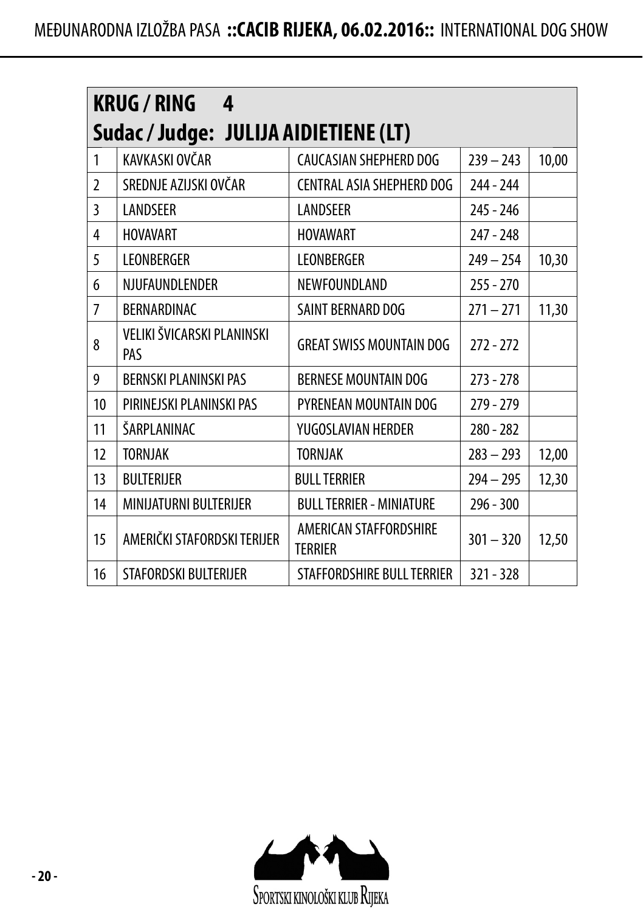| KRUG / RING 4 | | | | |
|---|---|---|---|---|
| **Sudac / Judge: JULIJA AIDIETIENE (LT)** | | | | |
| 1 | KAVKASKI OVČAR | CAUCASIAN SHEPHERD DOG | 239 – 243 | 10,00 |
| 2 | SREDNJE AZIJSKI OVČAR | CENTRAL ASIA SHEPHERD DOG | 244 - 244 | |
| 3 | LANDSEER | LANDSEER | 245 - 246 | |
| 4 | HOVAVART | HOVAWART | 247 - 248 | |
| 5 | LEONBERGER | LEONBERGER | 249 – 254 | 10,30 |
| 6 | NJUFAUNDLENDER | NEWFOUNDLAND | 255 - 270 | |
| 7 | BERNARDINAC | SAINT BERNARD DOG | 271 – 271 | 11,30 |
| 8 | VELIKI ŠVICARSKI PLANINSKI PAS | GREAT SWISS MOUNTAIN DOG | 272 - 272 | |
| 9 | BERNSKI PLANINSKI PAS | BERNESE MOUNTAIN DOG | 273 - 278 | |
| 10 | PIRINEJSKI PLANINSKI PAS | PYRENEAN MOUNTAIN DOG | 279 - 279 | |
| 11 | ŠARPLANINAC | YUGOSLAVIAN HERDER | 280 - 282 | |
| 12 | TORNJAK | TORNJAK | 283 – 293 | 12,00 |
| 13 | BULTERIJER | BULL TERRIER | 294 – 295 | 12,30 |
| 14 | MINIJATURNI BULTERIJER | BULL TERRIER - MINIATURE | 296 - 300 | |
| 15 | AMERIČKI STAFORDSKI TERIJER | AMERICAN STAFFORDSHIRE TERRIER | 301 – 320 | 12,50 |
| 16 | STAFORDSKI BULTERIJER | STAFFORDSHIRE BULL TERRIER | 321 - 328 | |

SPORTSKI KINOLOŠKI KLUB RIJEKA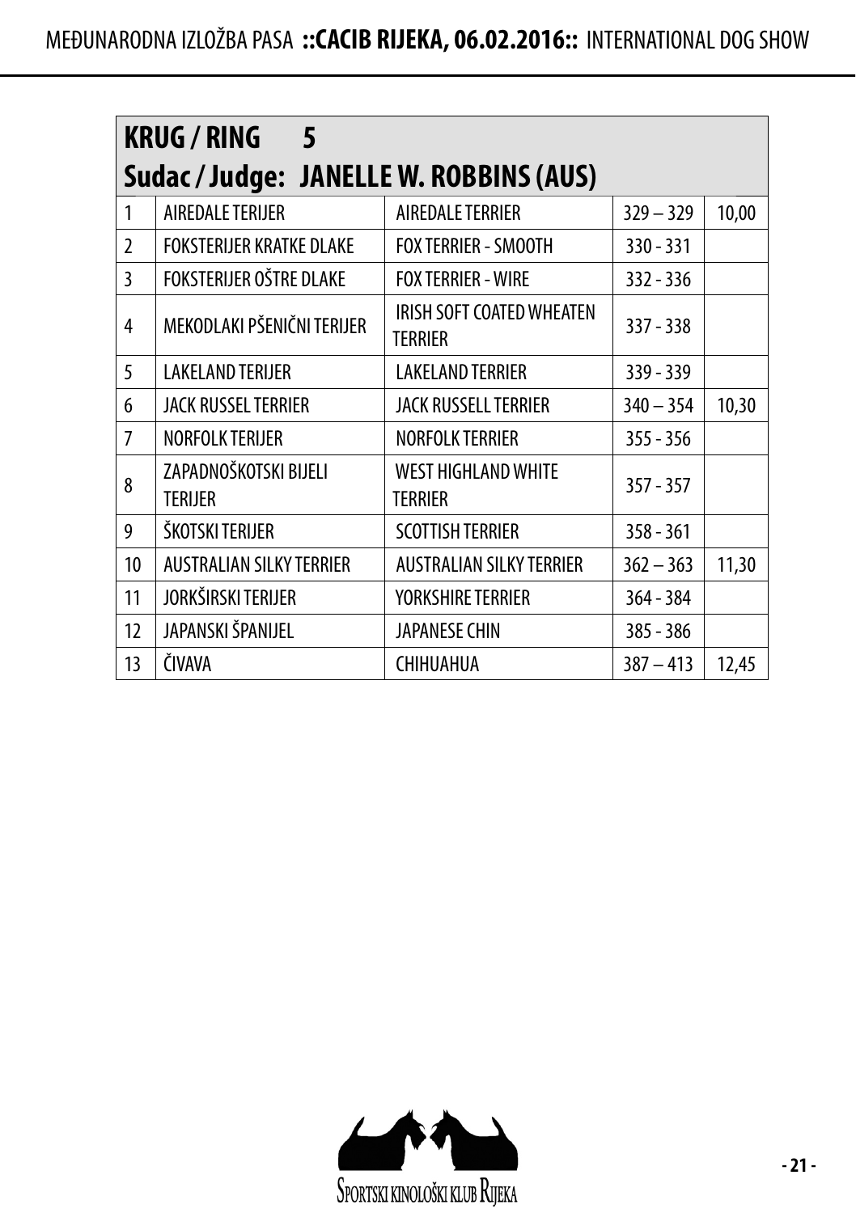| KRUG / RING 5 | | | | |
|---|---|---|---|---|
| **Sudac / Judge: JANELLE W. ROBBINS (AUS)** | | | | |
| 1 | AIREDALE TERIJER | AIREDALE TERRIER | 329 – 329 | 10,00 |
| 2 | FOKSTERIJER KRATKE DLAKE | FOX TERRIER - SMOOTH | 330 - 331 | |
| 3 | FOKSTERIJER OŠTRE DLAKE | FOX TERRIER - WIRE | 332 - 336 | |
| 4 | MEKODLAKI PŠENIČNI TERIJER | IRISH SOFT COATED WHEATEN TERRIER | 337 - 338 | |
| 5 | LAKELAND TERIJER | LAKELAND TERRIER | 339 - 339 | |
| 6 | JACK RUSSEL TERRIER | JACK RUSSELL TERRIER | 340 – 354 | 10,30 |
| 7 | NORFOLK TERIJER | NORFOLK TERRIER | 355 - 356 | |
| 8 | ZAPADNOŠKOTSKI BIJELI TERIJER | WEST HIGHLAND WHITE TERRIER | 357 - 357 | |
| 9 | ŠKOTSKI TERIJER | SCOTTISH TERRIER | 358 - 361 | |
| 10 | AUSTRALIAN SILKY TERRIER | AUSTRALIAN SILKY TERRIER | 362 – 363 | 11,30 |
| 11 | JORKŠIRSKI TERIJER | YORKSHIRE TERRIER | 364 - 384 | |
| 12 | JAPANSKI ŠPANIJEL | JAPANESE CHIN | 385 - 386 | |
| 13 | ČIVAVA | CHIHUAHUA | 387 – 413 | 12,45 |

SPORTSKI KINOLOŠKI KLUB RIJEKA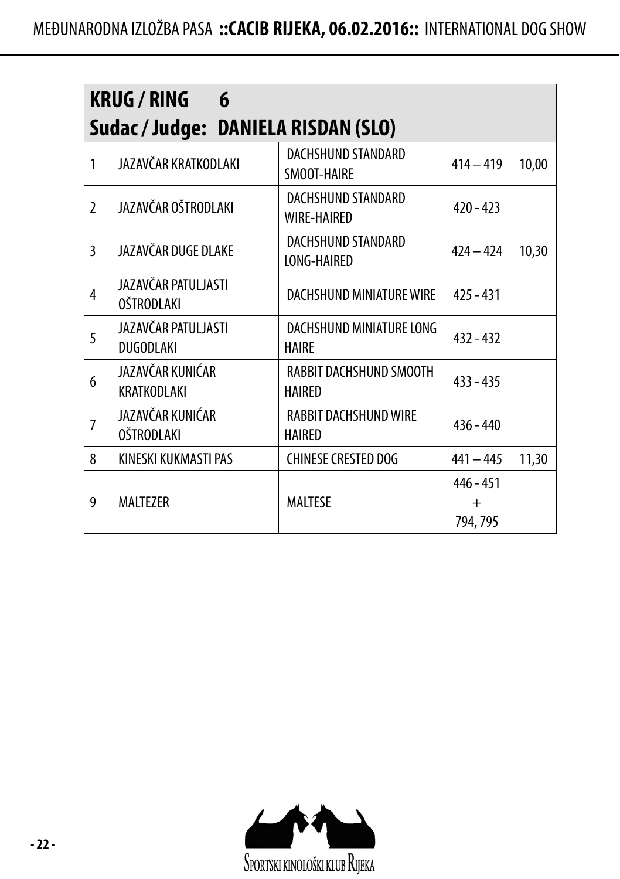## KRUG / RING 6

## Sudac / Judge: DANIELA RISDAN (SLO)

| | | | | |
|---|---|---|---|---|
| 1 | JAZAVČAR KRATKODLAKI | DACHSHUND STANDARD SMOOT-HAIRE | 414 – 419 | 10,00 |
| 2 | JAZAVČAR OŠTRODLAKI | DACHSHUND STANDARD WIRE-HAIRED | 420 - 423 | |
| 3 | JAZAVČAR DUGE DLAKE | DACHSHUND STANDARD LONG-HAIRED | 424 – 424 | 10,30 |
| 4 | JAZAVČAR PATULJASTI OŠTRODLAKI | DACHSHUND MINIATURE WIRE | 425 - 431 | |
| 5 | JAZAVČAR PATULJASTI DUGODLAKI | DACHSHUND MINIATURE LONG HAIRE | 432 - 432 | |
| 6 | JAZAVČAR KUNIĆAR KRATKODLAKI | RABBIT DACHSHUND SMOOTH HAIRED | 433 - 435 | |
| 7 | JAZAVČAR KUNIĆAR OŠTRODLAKI | RABBIT DACHSHUND WIRE HAIRED | 436 - 440 | |
| 8 | KINESKI KUKMASTI PAS | CHINESE CRESTED DOG | 441 – 445 | 11,30 |
| 9 | MALTEZER | MALTESE | 446 - 451 + 794, 795 | |

SPORTSKI KINOLOŠKI KLUB RIJEKA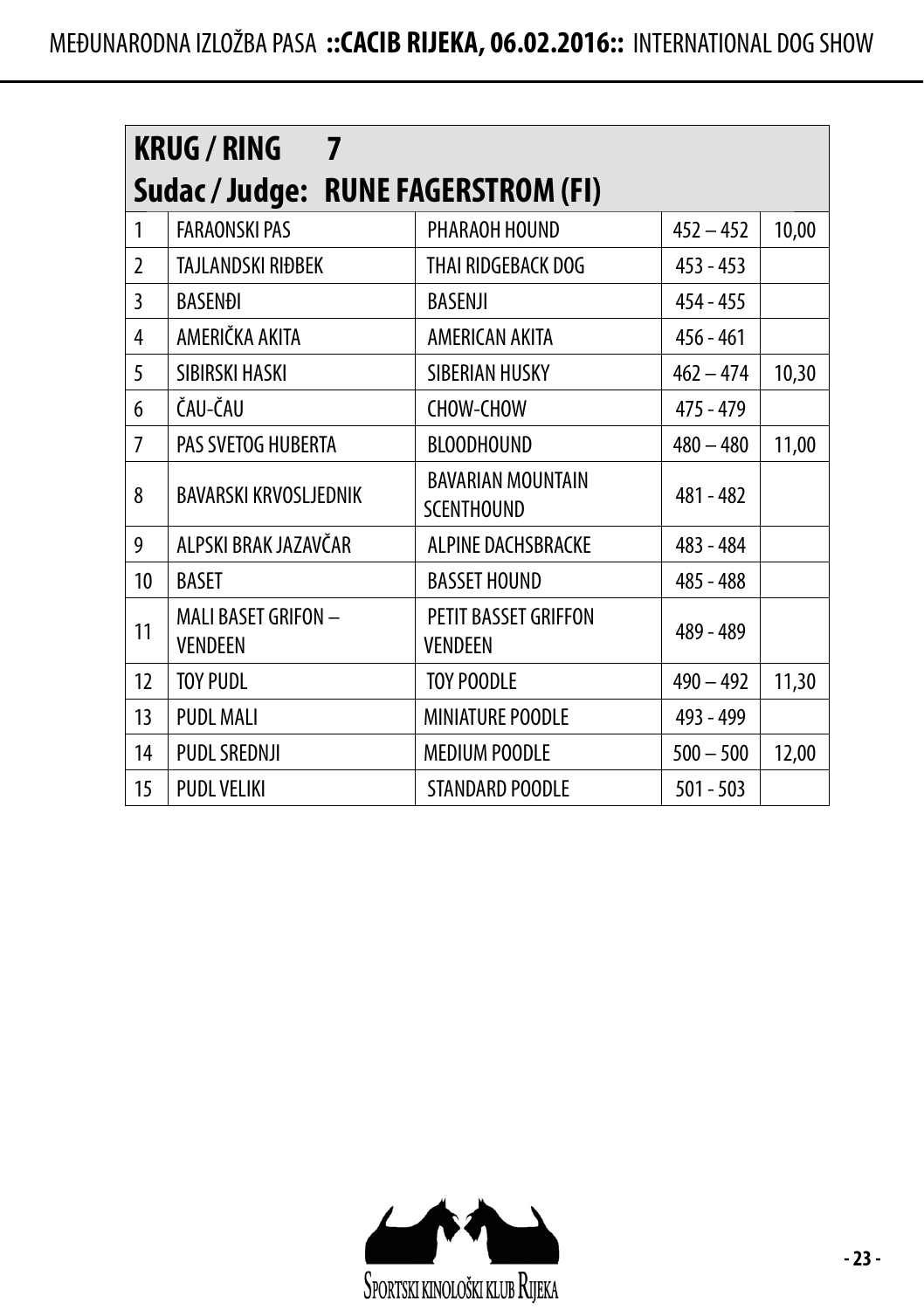## KRUG / RING 7
## Sudac / Judge: RUNE FAGERSTROM (FI)

| | | | | |
|---|---|---|---|---|
| 1 | FARAONSKI PAS | PHARAOH HOUND | 452 – 452 | 10,00 |
| 2 | TAJLANDSKI RIĐBEK | THAI RIDGEBACK DOG | 453 - 453 | |
| 3 | BASENĐI | BASENJI | 454 - 455 | |
| 4 | AMERIČKA AKITA | AMERICAN AKITA | 456 - 461 | |
| 5 | SIBIRSKI HASKI | SIBERIAN HUSKY | 462 – 474 | 10,30 |
| 6 | ČAU-ČAU | CHOW-CHOW | 475 - 479 | |
| 7 | PAS SVETOG HUBERTA | BLOODHOUND | 480 – 480 | 11,00 |
| 8 | BAVARSKI KRVOSLJEDNIK | BAVARIAN MOUNTAIN SCENTHOUND | 481 - 482 | |
| 9 | ALPSKI BRAK JAZAVČAR | ALPINE DACHSBRACKE | 483 - 484 | |
| 10 | BASET | BASSET HOUND | 485 - 488 | |
| 11 | MALI BASET GRIFON – VENDEEN | PETIT BASSET GRIFFON VENDEEN | 489 - 489 | |
| 12 | TOY PUDL | TOY POODLE | 490 – 492 | 11,30 |
| 13 | PUDL MALI | MINIATURE POODLE | 493 - 499 | |
| 14 | PUDL SREDNJI | MEDIUM POODLE | 500 – 500 | 12,00 |
| 15 | PUDL VELIKI | STANDARD POODLE | 501 - 503 | |

SPORTSKI KINOLOŠKI KLUB RIJEKA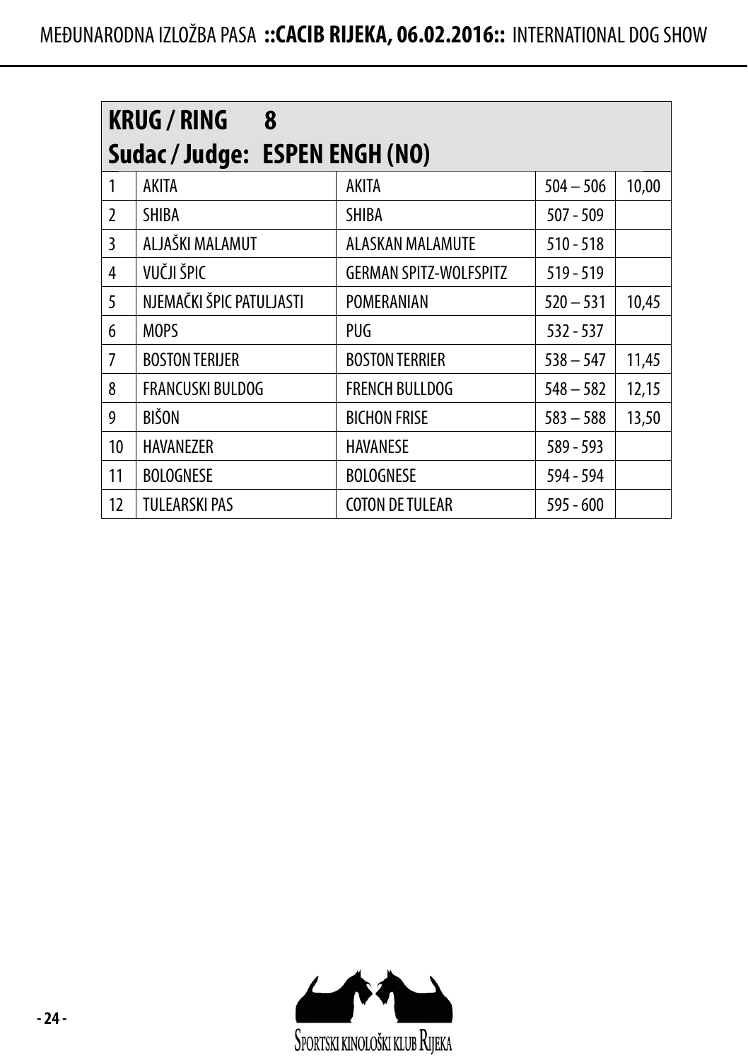| KRUG / RING 8 Sudac / Judge: ESPEN ENGH (NO) | | | | |
|---|---|---|---|---|
| 1 | AKITA | AKITA | 504 – 506 | 10,00 |
| 2 | SHIBA | SHIBA | 507 - 509 | |
| 3 | ALJAŠKI MALAMUT | ALASKAN MALAMUTE | 510 - 518 | |
| 4 | VUČJI ŠPIC | GERMAN SPITZ-WOLFSPITZ | 519 - 519 | |
| 5 | NJEMAČKI ŠPIC PATULJASTI | POMERANIAN | 520 – 531 | 10,45 |
| 6 | MOPS | PUG | 532 - 537 | |
| 7 | BOSTON TERIJER | BOSTON TERRIER | 538 – 547 | 11,45 |
| 8 | FRANCUSKI BULDOG | FRENCH BULLDOG | 548 – 582 | 12,15 |
| 9 | BIŠON | BICHON FRISE | 583 – 588 | 13,50 |
| 10 | HAVANEZER | HAVANESE | 589 - 593 | |
| 11 | BOLOGNESE | BOLOGNESE | 594 - 594 | |
| 12 | TULEARSKI PAS | COTON DE TULEAR | 595 - 600 | |

SPORTSKI KINOLOŠKI KLUB RIJEKA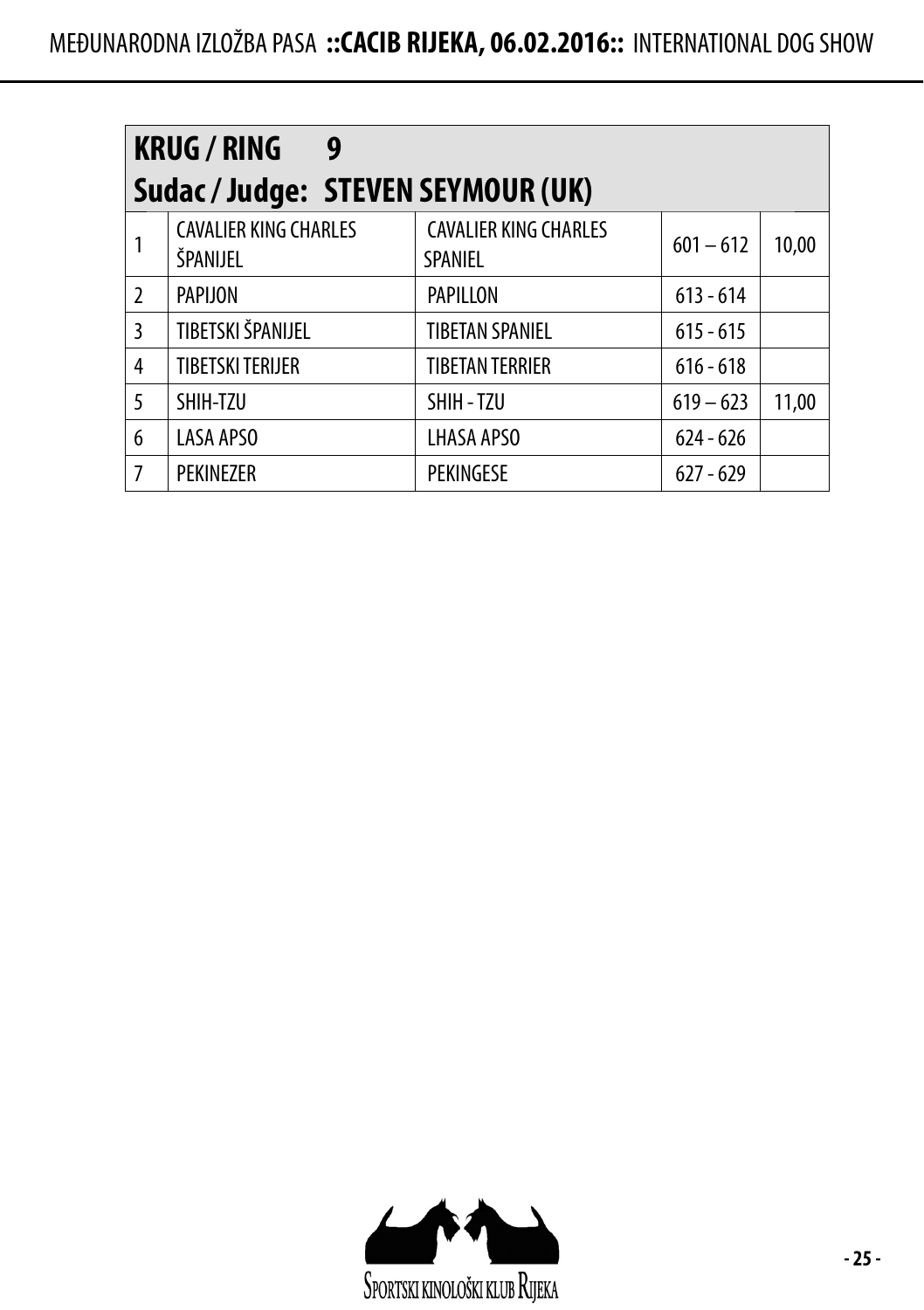## KRUG / RING 9
## Sudac / Judge: STEVEN SEYMOUR (UK)

| | | | | |
|---|---|---|---|---|
| 1 | CAVALIER KING CHARLES ŠPANIJEL | CAVALIER KING CHARLES SPANIEL | 601 – 612 | 10,00 |
| 2 | PAPIJON | PAPILLON | 613 - 614 | |
| 3 | TIBETSKI ŠPANIJEL | TIBETAN SPANIEL | 615 - 615 | |
| 4 | TIBETSKI TERIJER | TIBETAN TERRIER | 616 - 618 | |
| 5 | SHIH-TZU | SHIH - TZU | 619 – 623 | 11,00 |
| 6 | LASA APSO | LHASA APSO | 624 - 626 | |
| 7 | PEKINEZER | PEKINGESE | 627 - 629 | |

SPORTSKI KINOLOŠKI KLUB RIJEKA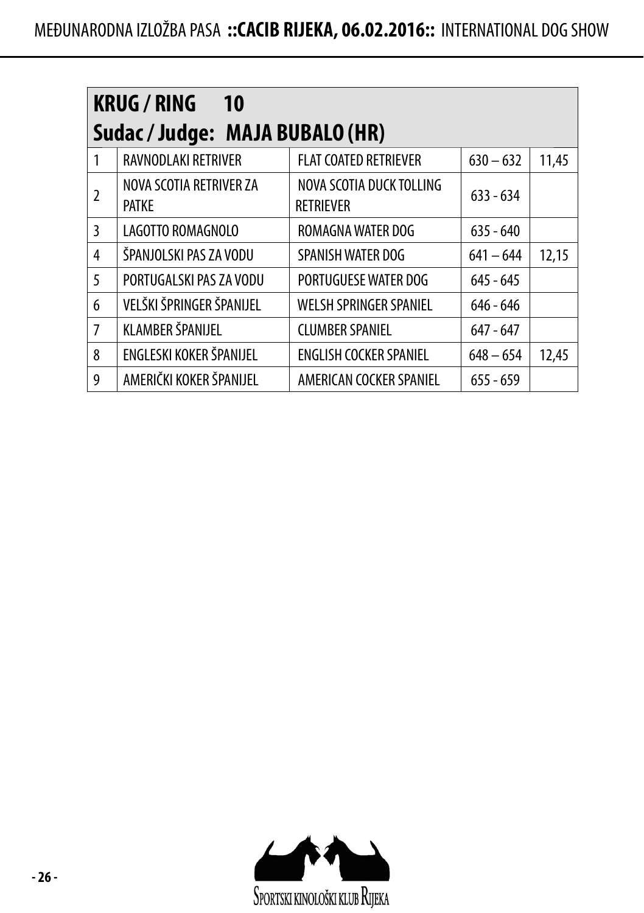## KRUG / RING 10

## Sudac / Judge: MAJA BUBALO (HR)

| | | | | |
|---|---|---|---|---|
| 1 | RAVNODLAKI RETRIVER | FLAT COATED RETRIEVER | 630 – 632 | 11,45 |
| 2 | NOVA SCOTIA RETRIVER ZA PATKE | NOVA SCOTIA DUCK TOLLING RETRIEVER | 633 - 634 | |
| 3 | LAGOTTO ROMAGNOLO | ROMAGNA WATER DOG | 635 - 640 | |
| 4 | ŠPANJOLSKI PAS ZA VODU | SPANISH WATER DOG | 641 – 644 | 12,15 |
| 5 | PORTUGALSKI PAS ZA VODU | PORTUGUESE WATER DOG | 645 - 645 | |
| 6 | VELŠKI ŠPRINGER ŠPANIJEL | WELSH SPRINGER SPANIEL | 646 - 646 | |
| 7 | KLAMBER ŠPANIJEL | CLUMBER SPANIEL | 647 - 647 | |
| 8 | ENGLESKI KOKER ŠPANIJEL | ENGLISH COCKER SPANIEL | 648 – 654 | 12,45 |
| 9 | AMERIČKI KOKER ŠPANIJEL | AMERICAN COCKER SPANIEL | 655 - 659 | |

SPORTSKI KINOLOŠKI KLUB RIJEKA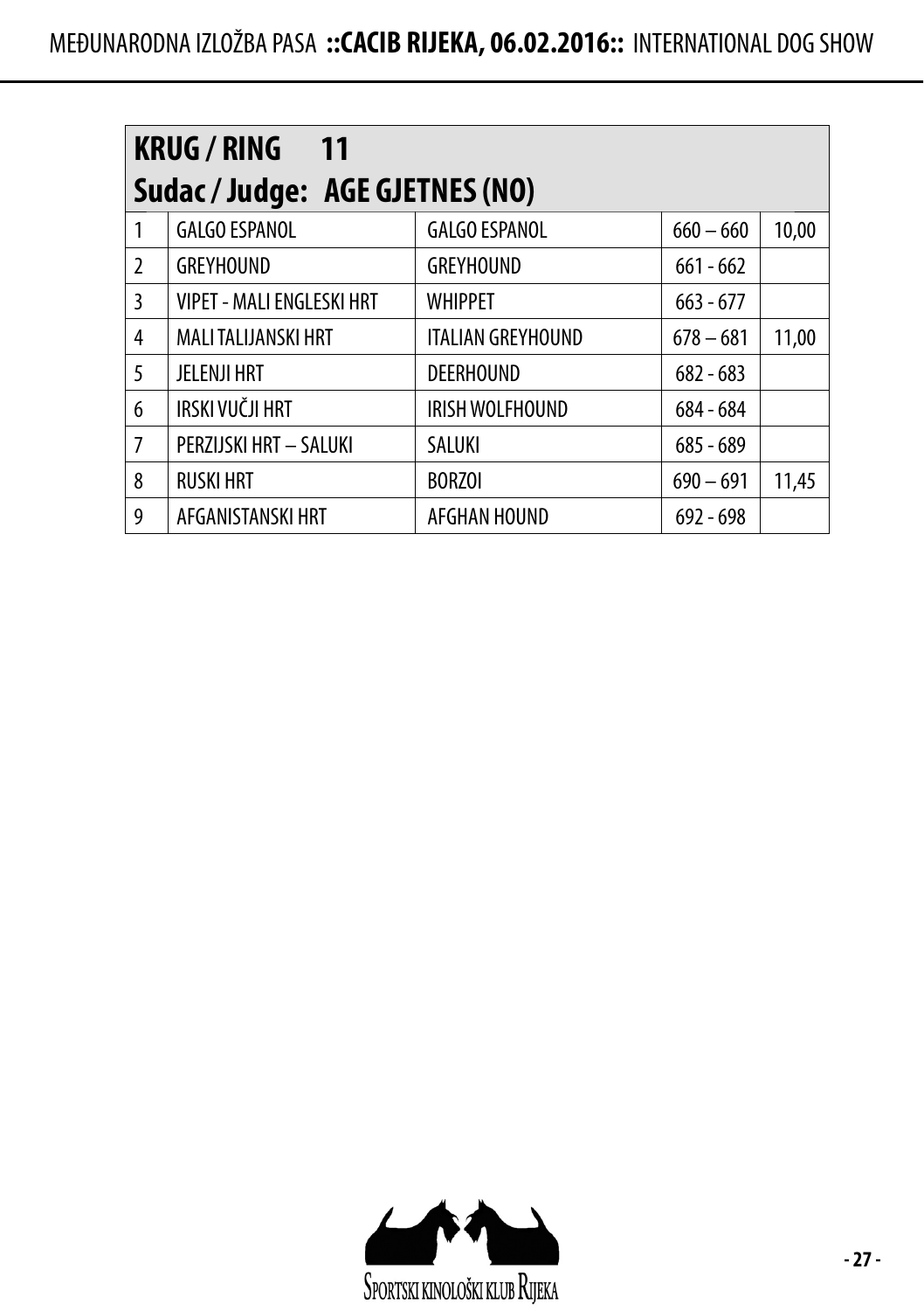## KRUG / RING 11
## Sudac / Judge: AGE GJETNES (NO)

| | | | | |
|---|---|---|---|---|
| 1 | GALGO ESPANOL | GALGO ESPANOL | 660 – 660 | 10,00 |
| 2 | GREYHOUND | GREYHOUND | 661 - 662 | |
| 3 | VIPET - MALI ENGLESKI HRT | WHIPPET | 663 - 677 | |
| 4 | MALI TALIJANSKI HRT | ITALIAN GREYHOUND | 678 – 681 | 11,00 |
| 5 | JELENJI HRT | DEERHOUND | 682 - 683 | |
| 6 | IRSKI VUČJI HRT | IRISH WOLFHOUND | 684 - 684 | |
| 7 | PERZIJSKI HRT – SALUKI | SALUKI | 685 - 689 | |
| 8 | RUSKI HRT | BORZOI | 690 – 691 | 11,45 |
| 9 | AFGANISTANSKI HRT | AFGHAN HOUND | 692 - 698 | |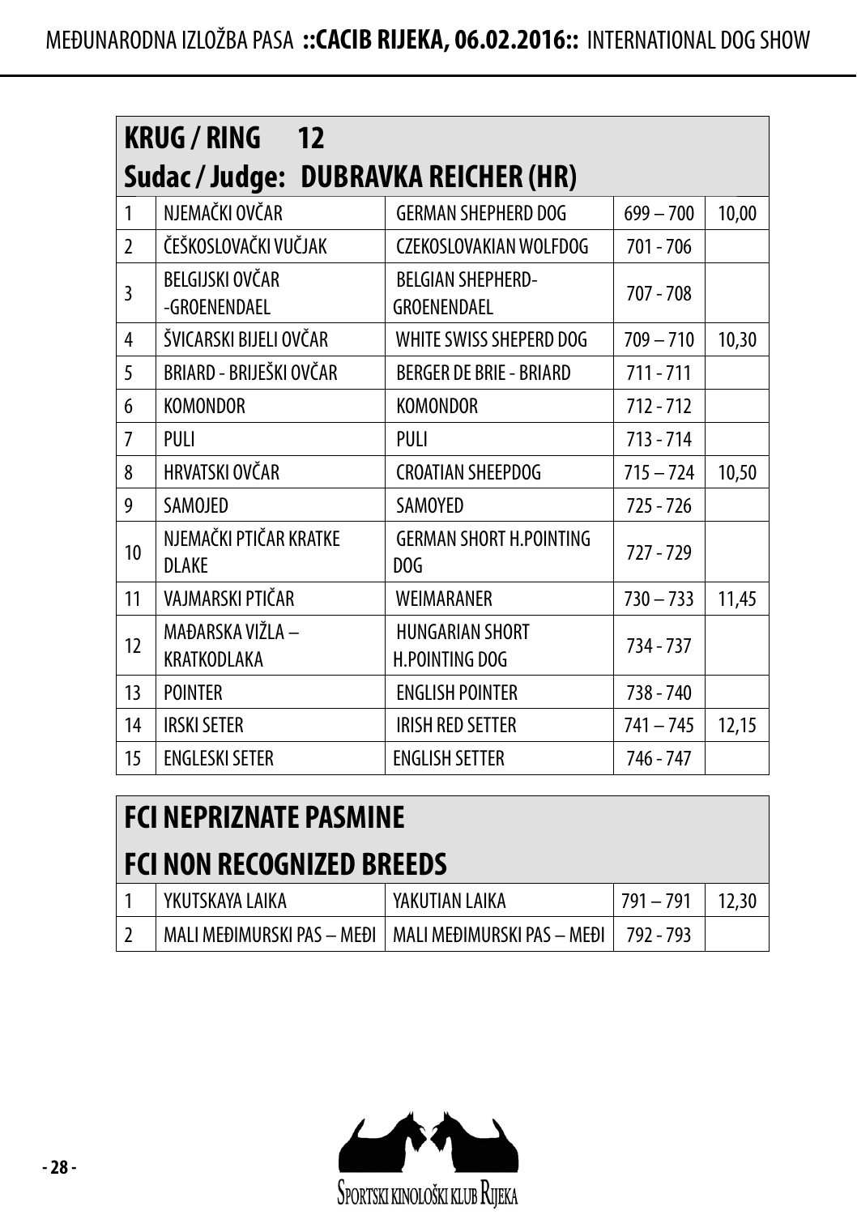## KRUG / RING 12
## Sudac / Judge: DUBRAVKA REICHER (HR)

| | | | | |
|---|---|---|---|---|
| 1 | NJEMAČKI OVČAR | GERMAN SHEPHERD DOG | 699 – 700 | 10,00 |
| 2 | ČEŠKOSLOVAČKI VUČJAK | CZEKOSLOVAKIAN WOLFDOG | 701 - 706 | |
| 3 | BELGIJSKI OVČAR -GROENENDAEL | BELGIAN SHEPHERD-GROENENDAEL | 707 - 708 | |
| 4 | ŠVICARSKI BIJELI OVČAR | WHITE SWISS SHEPERD DOG | 709 – 710 | 10,30 |
| 5 | BRIARD - BRIJEŠKI OVČAR | BERGER DE BRIE - BRIARD | 711 - 711 | |
| 6 | KOMONDOR | KOMONDOR | 712 - 712 | |
| 7 | PULI | PULI | 713 - 714 | |
| 8 | HRVATSKI OVČAR | CROATIAN SHEEPDOG | 715 – 724 | 10,50 |
| 9 | SAMOJED | SAMOYED | 725 - 726 | |
| 10 | NJEMAČKI PTIČAR KRATKE DLAKE | GERMAN SHORT H.POINTING DOG | 727 - 729 | |
| 11 | VAJMARSKI PTIČAR | WEIMARANER | 730 – 733 | 11,45 |
| 12 | MAĐARSKA VIŽLA – KRATKODLAKA | HUNGARIAN SHORT H.POINTING DOG | 734 - 737 | |
| 13 | POINTER | ENGLISH POINTER | 738 - 740 | |
| 14 | IRSKI SETER | IRISH RED SETTER | 741 – 745 | 12,15 |
| 15 | ENGLESKI SETER | ENGLISH SETTER | 746 - 747 | |

## FCI NEPRIZNATE PASMINE
## FCI NON RECOGNIZED BREEDS

| | | | | |
|---|---|---|---|---|
| 1 | YKUTSKAYA LAIKA | YAKUTIAN LAIKA | 791 – 791 | 12,30 |
| 2 | MALI MEĐIMURSKI PAS – MEĐI | MALI MEĐIMURSKI PAS – MEĐI | 792 - 793 | |

SPORTSKI KINOLOŠKI KLUB RIJEKA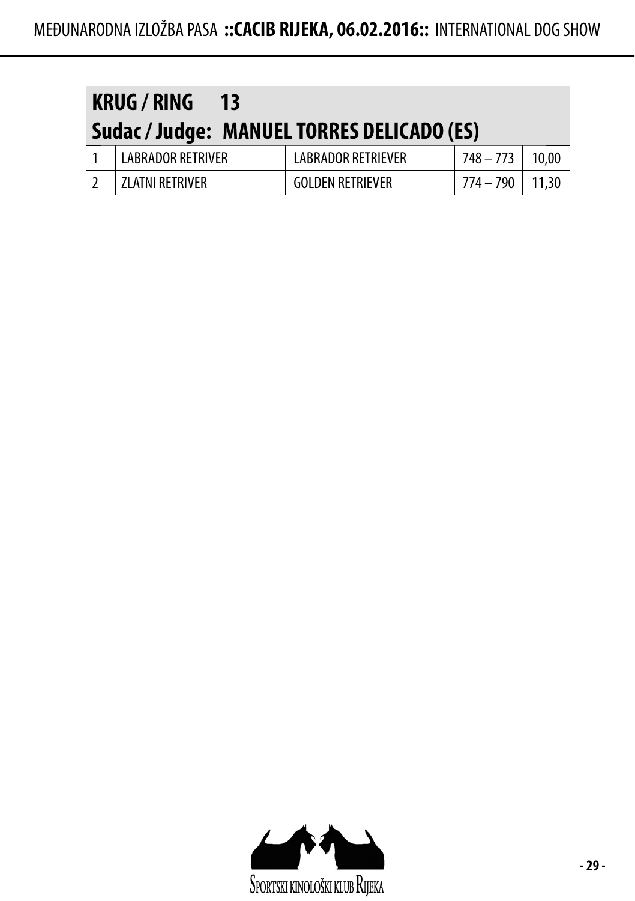## KRUG / RING 13
## Sudac / Judge: MANUEL TORRES DELICADO (ES)

| | | | | |
|---|---|---|---|---|
| 1 | LABRADOR RETRIVER | LABRADOR RETRIEVER | 748 – 773 | 10,00 |
| 2 | ZLATNI RETRIVER | GOLDEN RETRIEVER | 774 – 790 | 11,30 |